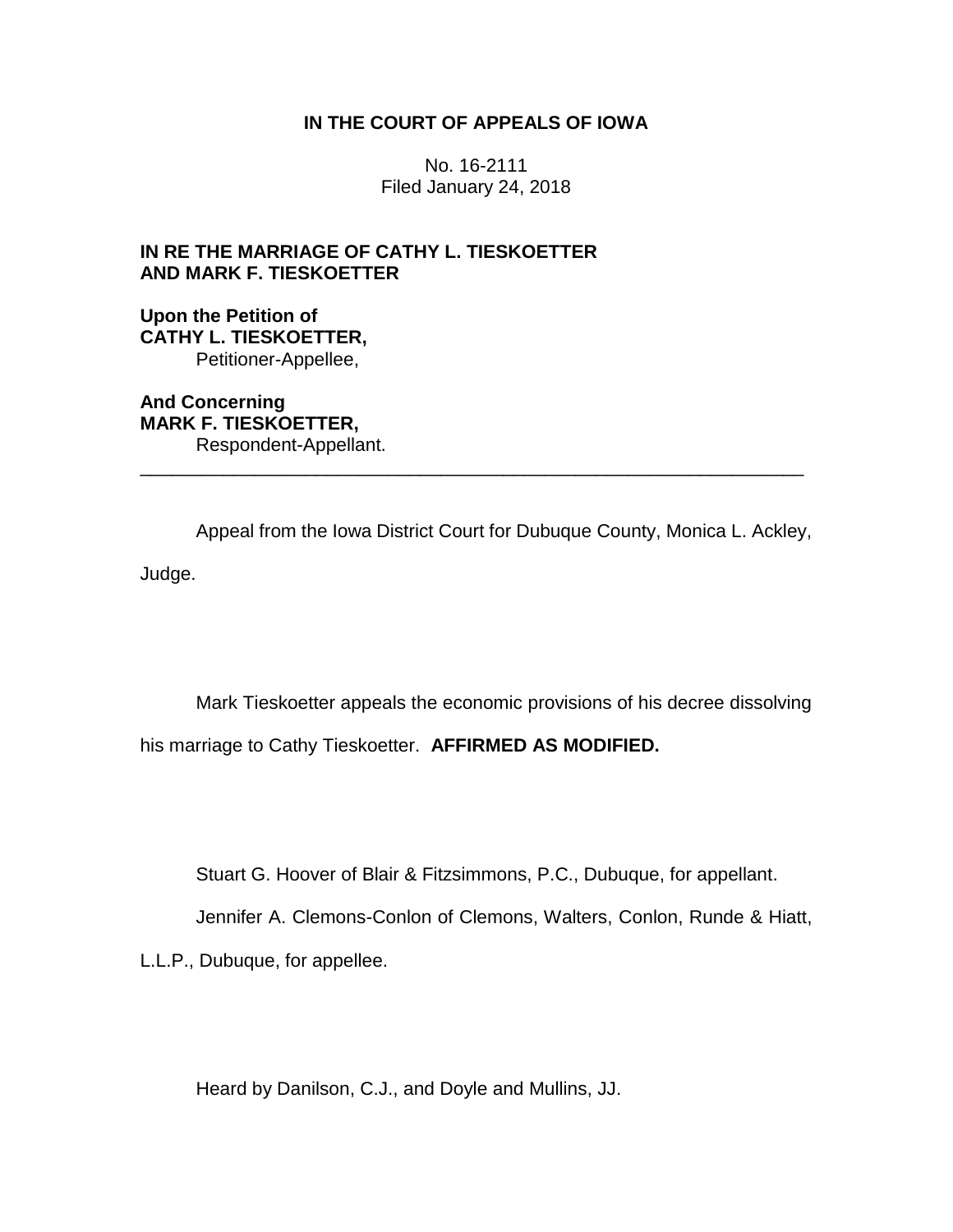**IN THE COURT OF APPEALS OF IOWA**

No. 16-2111
Filed January 24, 2018

**IN RE THE MARRIAGE OF CATHY L. TIESKOETTER AND MARK F. TIESKOETTER**

**Upon the Petition of**
**CATHY L. TIESKOETTER,**
Petitioner-Appellee,

**And Concerning**
**MARK F. TIESKOETTER,**
Respondent-Appellant.

---

Appeal from the Iowa District Court for Dubuque County, Monica L. Ackley, Judge.

Mark Tieskoetter appeals the economic provisions of his decree dissolving his marriage to Cathy Tieskoetter. **AFFIRMED AS MODIFIED.**

Stuart G. Hoover of Blair & Fitzsimmons, P.C., Dubuque, for appellant.

Jennifer A. Clemons-Conlon of Clemons, Walters, Conlon, Runde & Hiatt, L.L.P., Dubuque, for appellee.

Heard by Danilson, C.J., and Doyle and Mullins, JJ.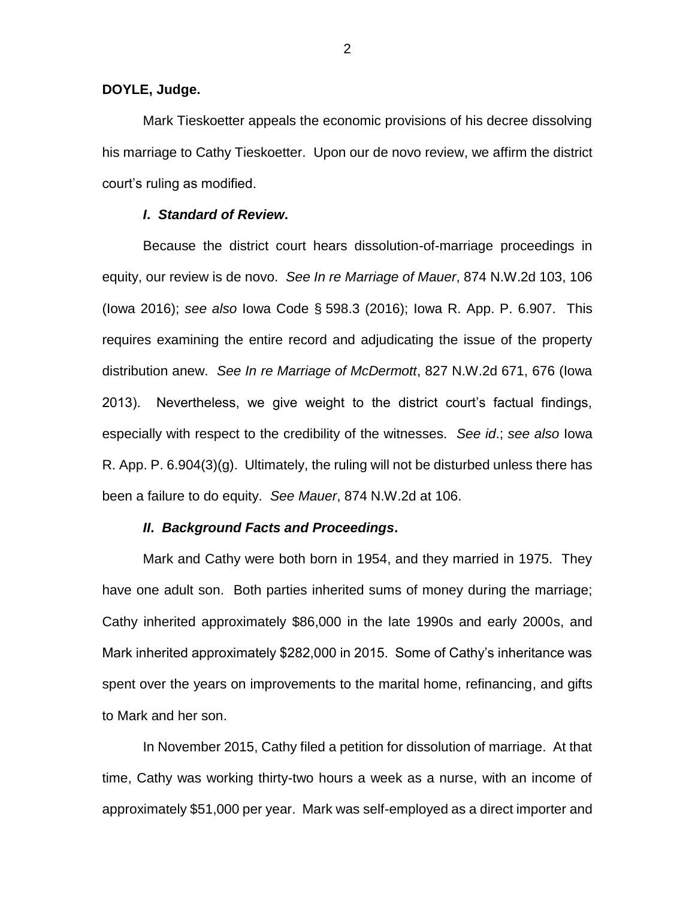**DOYLE, Judge.**

Mark Tieskoetter appeals the economic provisions of his decree dissolving his marriage to Cathy Tieskoetter. Upon our de novo review, we affirm the district court's ruling as modified.

***I. Standard of Review*.**

Because the district court hears dissolution-of-marriage proceedings in equity, our review is de novo. *See In re Marriage of Mauer*, 874 N.W.2d 103, 106 (Iowa 2016); *see also* Iowa Code § 598.3 (2016); Iowa R. App. P. 6.907. This requires examining the entire record and adjudicating the issue of the property distribution anew. *See In re Marriage of McDermott*, 827 N.W.2d 671, 676 (Iowa 2013). Nevertheless, we give weight to the district court's factual findings, especially with respect to the credibility of the witnesses. *See id*.; *see also* Iowa R. App. P. 6.904(3)(g). Ultimately, the ruling will not be disturbed unless there has been a failure to do equity. *See Mauer*, 874 N.W.2d at 106.

***II. Background Facts and Proceedings*.**

Mark and Cathy were both born in 1954, and they married in 1975. They have one adult son. Both parties inherited sums of money during the marriage; Cathy inherited approximately $86,000 in the late 1990s and early 2000s, and Mark inherited approximately $282,000 in 2015. Some of Cathy's inheritance was spent over the years on improvements to the marital home, refinancing, and gifts to Mark and her son.

In November 2015, Cathy filed a petition for dissolution of marriage. At that time, Cathy was working thirty-two hours a week as a nurse, with an income of approximately $51,000 per year. Mark was self-employed as a direct importer and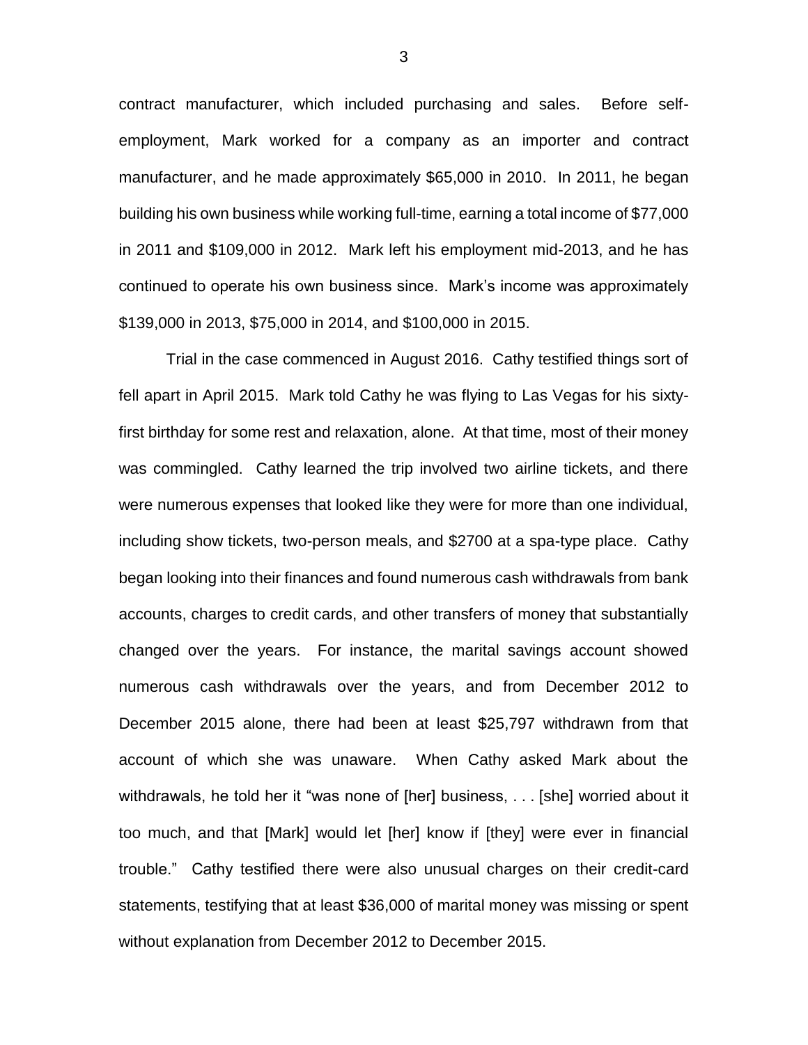contract manufacturer, which included purchasing and sales. Before self-employment, Mark worked for a company as an importer and contract manufacturer, and he made approximately $65,000 in 2010. In 2011, he began building his own business while working full-time, earning a total income of $77,000 in 2011 and $109,000 in 2012. Mark left his employment mid-2013, and he has continued to operate his own business since. Mark's income was approximately $139,000 in 2013, $75,000 in 2014, and $100,000 in 2015.

Trial in the case commenced in August 2016. Cathy testified things sort of fell apart in April 2015. Mark told Cathy he was flying to Las Vegas for his sixty-first birthday for some rest and relaxation, alone. At that time, most of their money was commingled. Cathy learned the trip involved two airline tickets, and there were numerous expenses that looked like they were for more than one individual, including show tickets, two-person meals, and $2700 at a spa-type place. Cathy began looking into their finances and found numerous cash withdrawals from bank accounts, charges to credit cards, and other transfers of money that substantially changed over the years. For instance, the marital savings account showed numerous cash withdrawals over the years, and from December 2012 to December 2015 alone, there had been at least $25,797 withdrawn from that account of which she was unaware. When Cathy asked Mark about the withdrawals, he told her it "was none of [her] business, . . . [she] worried about it too much, and that [Mark] would let [her] know if [they] were ever in financial trouble." Cathy testified there were also unusual charges on their credit-card statements, testifying that at least $36,000 of marital money was missing or spent without explanation from December 2012 to December 2015.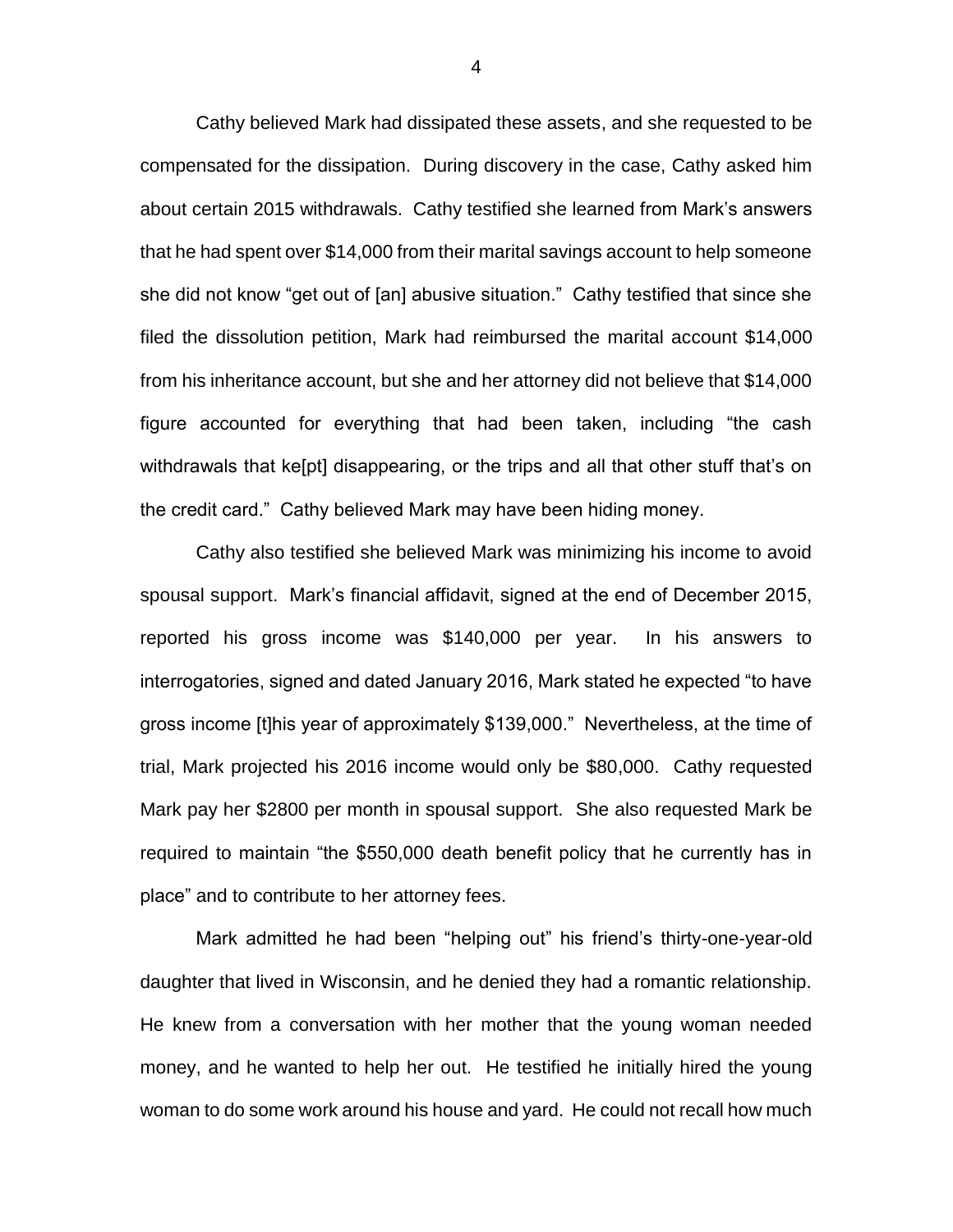Cathy believed Mark had dissipated these assets, and she requested to be compensated for the dissipation. During discovery in the case, Cathy asked him about certain 2015 withdrawals. Cathy testified she learned from Mark's answers that he had spent over $14,000 from their marital savings account to help someone she did not know "get out of [an] abusive situation." Cathy testified that since she filed the dissolution petition, Mark had reimbursed the marital account $14,000 from his inheritance account, but she and her attorney did not believe that $14,000 figure accounted for everything that had been taken, including "the cash withdrawals that ke[pt] disappearing, or the trips and all that other stuff that's on the credit card." Cathy believed Mark may have been hiding money.

Cathy also testified she believed Mark was minimizing his income to avoid spousal support. Mark's financial affidavit, signed at the end of December 2015, reported his gross income was $140,000 per year. In his answers to interrogatories, signed and dated January 2016, Mark stated he expected "to have gross income [t]his year of approximately $139,000." Nevertheless, at the time of trial, Mark projected his 2016 income would only be $80,000. Cathy requested Mark pay her $2800 per month in spousal support. She also requested Mark be required to maintain "the $550,000 death benefit policy that he currently has in place" and to contribute to her attorney fees.

Mark admitted he had been "helping out" his friend's thirty-one-year-old daughter that lived in Wisconsin, and he denied they had a romantic relationship. He knew from a conversation with her mother that the young woman needed money, and he wanted to help her out. He testified he initially hired the young woman to do some work around his house and yard. He could not recall how much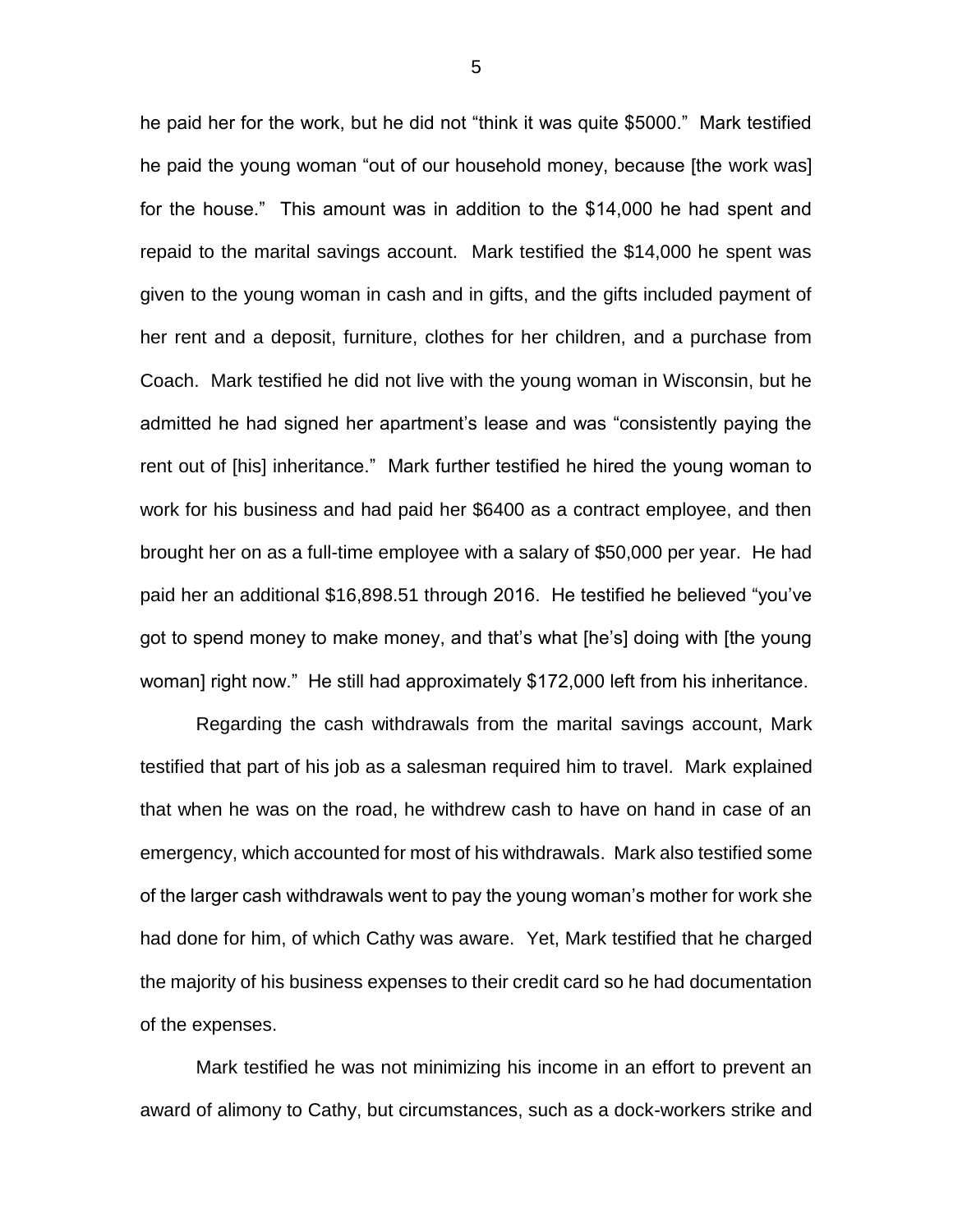he paid her for the work, but he did not "think it was quite $5000." Mark testified he paid the young woman "out of our household money, because [the work was] for the house." This amount was in addition to the $14,000 he had spent and repaid to the marital savings account. Mark testified the $14,000 he spent was given to the young woman in cash and in gifts, and the gifts included payment of her rent and a deposit, furniture, clothes for her children, and a purchase from Coach. Mark testified he did not live with the young woman in Wisconsin, but he admitted he had signed her apartment's lease and was "consistently paying the rent out of [his] inheritance." Mark further testified he hired the young woman to work for his business and had paid her $6400 as a contract employee, and then brought her on as a full-time employee with a salary of $50,000 per year. He had paid her an additional $16,898.51 through 2016. He testified he believed "you've got to spend money to make money, and that's what [he's] doing with [the young woman] right now." He still had approximately $172,000 left from his inheritance.

Regarding the cash withdrawals from the marital savings account, Mark testified that part of his job as a salesman required him to travel. Mark explained that when he was on the road, he withdrew cash to have on hand in case of an emergency, which accounted for most of his withdrawals. Mark also testified some of the larger cash withdrawals went to pay the young woman's mother for work she had done for him, of which Cathy was aware. Yet, Mark testified that he charged the majority of his business expenses to their credit card so he had documentation of the expenses.

Mark testified he was not minimizing his income in an effort to prevent an award of alimony to Cathy, but circumstances, such as a dock-workers strike and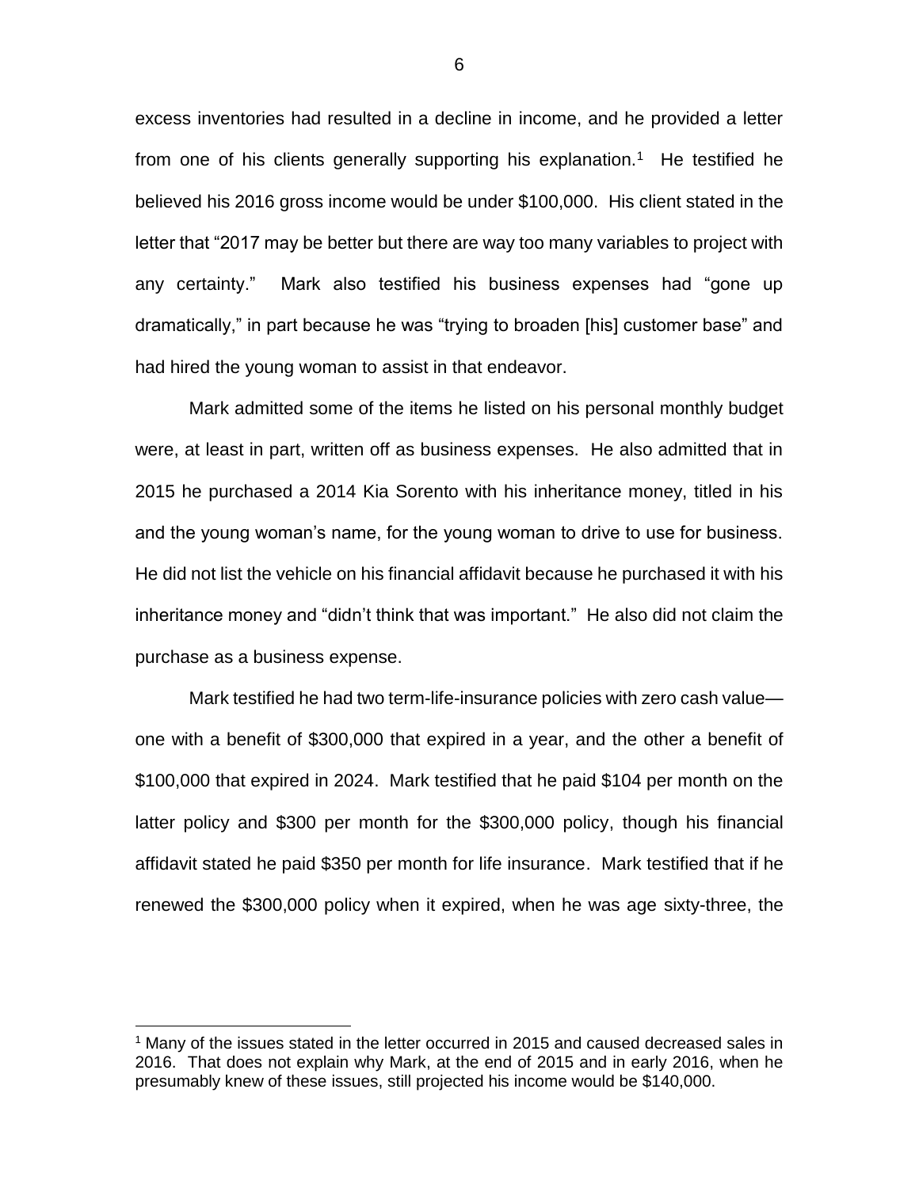excess inventories had resulted in a decline in income, and he provided a letter from one of his clients generally supporting his explanation.[1] He testified he believed his 2016 gross income would be under $100,000. His client stated in the letter that "2017 may be better but there are way too many variables to project with any certainty." Mark also testified his business expenses had "gone up dramatically," in part because he was "trying to broaden [his] customer base" and had hired the young woman to assist in that endeavor.

Mark admitted some of the items he listed on his personal monthly budget were, at least in part, written off as business expenses. He also admitted that in 2015 he purchased a 2014 Kia Sorento with his inheritance money, titled in his and the young woman's name, for the young woman to drive to use for business. He did not list the vehicle on his financial affidavit because he purchased it with his inheritance money and "didn't think that was important." He also did not claim the purchase as a business expense.

Mark testified he had two term-life-insurance policies with zero cash value—one with a benefit of $300,000 that expired in a year, and the other a benefit of $100,000 that expired in 2024. Mark testified that he paid $104 per month on the latter policy and $300 per month for the $300,000 policy, though his financial affidavit stated he paid $350 per month for life insurance. Mark testified that if he renewed the $300,000 policy when it expired, when he was age sixty-three, the

[1] Many of the issues stated in the letter occurred in 2015 and caused decreased sales in 2016. That does not explain why Mark, at the end of 2015 and in early 2016, when he presumably knew of these issues, still projected his income would be $140,000.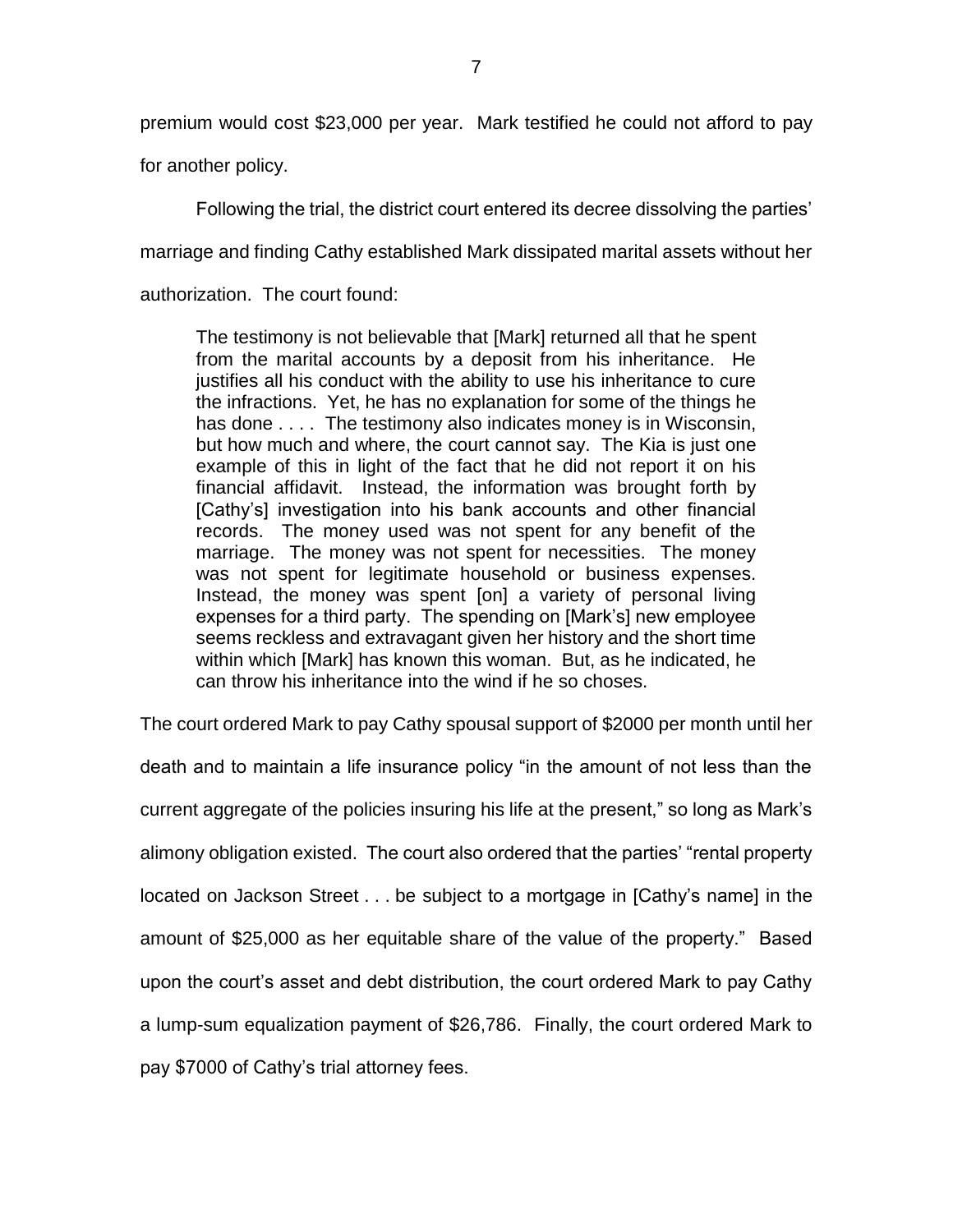premium would cost $23,000 per year. Mark testified he could not afford to pay for another policy.

Following the trial, the district court entered its decree dissolving the parties' marriage and finding Cathy established Mark dissipated marital assets without her authorization. The court found:

> The testimony is not believable that [Mark] returned all that he spent from the marital accounts by a deposit from his inheritance. He justifies all his conduct with the ability to use his inheritance to cure the infractions. Yet, he has no explanation for some of the things he has done . . . . The testimony also indicates money is in Wisconsin, but how much and where, the court cannot say. The Kia is just one example of this in light of the fact that he did not report it on his financial affidavit. Instead, the information was brought forth by [Cathy's] investigation into his bank accounts and other financial records. The money used was not spent for any benefit of the marriage. The money was not spent for necessities. The money was not spent for legitimate household or business expenses. Instead, the money was spent [on] a variety of personal living expenses for a third party. The spending on [Mark's] new employee seems reckless and extravagant given her history and the short time within which [Mark] has known this woman. But, as he indicated, he can throw his inheritance into the wind if he so choses.

The court ordered Mark to pay Cathy spousal support of $2000 per month until her death and to maintain a life insurance policy "in the amount of not less than the current aggregate of the policies insuring his life at the present," so long as Mark's alimony obligation existed. The court also ordered that the parties' "rental property located on Jackson Street . . . be subject to a mortgage in [Cathy's name] in the amount of $25,000 as her equitable share of the value of the property." Based upon the court's asset and debt distribution, the court ordered Mark to pay Cathy a lump-sum equalization payment of $26,786. Finally, the court ordered Mark to pay $7000 of Cathy's trial attorney fees.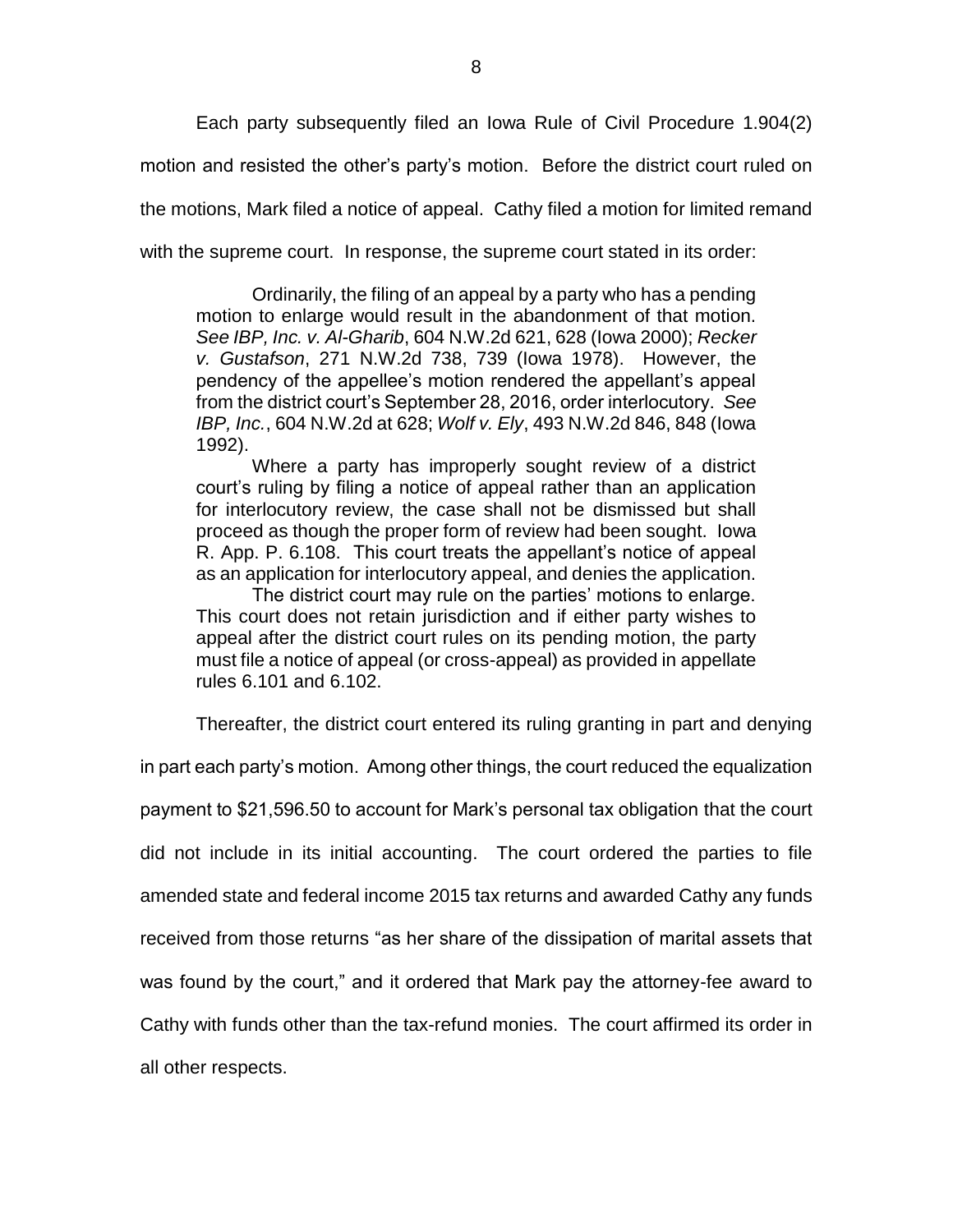Each party subsequently filed an Iowa Rule of Civil Procedure 1.904(2) motion and resisted the other's party's motion. Before the district court ruled on the motions, Mark filed a notice of appeal. Cathy filed a motion for limited remand with the supreme court. In response, the supreme court stated in its order:

> Ordinarily, the filing of an appeal by a party who has a pending motion to enlarge would result in the abandonment of that motion. *See IBP, Inc. v. Al-Gharib*, 604 N.W.2d 621, 628 (Iowa 2000); *Recker v. Gustafson*, 271 N.W.2d 738, 739 (Iowa 1978). However, the pendency of the appellee's motion rendered the appellant's appeal from the district court's September 28, 2016, order interlocutory. *See IBP, Inc.*, 604 N.W.2d at 628; *Wolf v. Ely*, 493 N.W.2d 846, 848 (Iowa 1992).
>
> Where a party has improperly sought review of a district court's ruling by filing a notice of appeal rather than an application for interlocutory review, the case shall not be dismissed but shall proceed as though the proper form of review had been sought. Iowa R. App. P. 6.108. This court treats the appellant's notice of appeal as an application for interlocutory appeal, and denies the application.
>
> The district court may rule on the parties' motions to enlarge. This court does not retain jurisdiction and if either party wishes to appeal after the district court rules on its pending motion, the party must file a notice of appeal (or cross-appeal) as provided in appellate rules 6.101 and 6.102.

Thereafter, the district court entered its ruling granting in part and denying in part each party's motion. Among other things, the court reduced the equalization payment to $21,596.50 to account for Mark's personal tax obligation that the court did not include in its initial accounting. The court ordered the parties to file amended state and federal income 2015 tax returns and awarded Cathy any funds received from those returns "as her share of the dissipation of marital assets that was found by the court," and it ordered that Mark pay the attorney-fee award to Cathy with funds other than the tax-refund monies. The court affirmed its order in all other respects.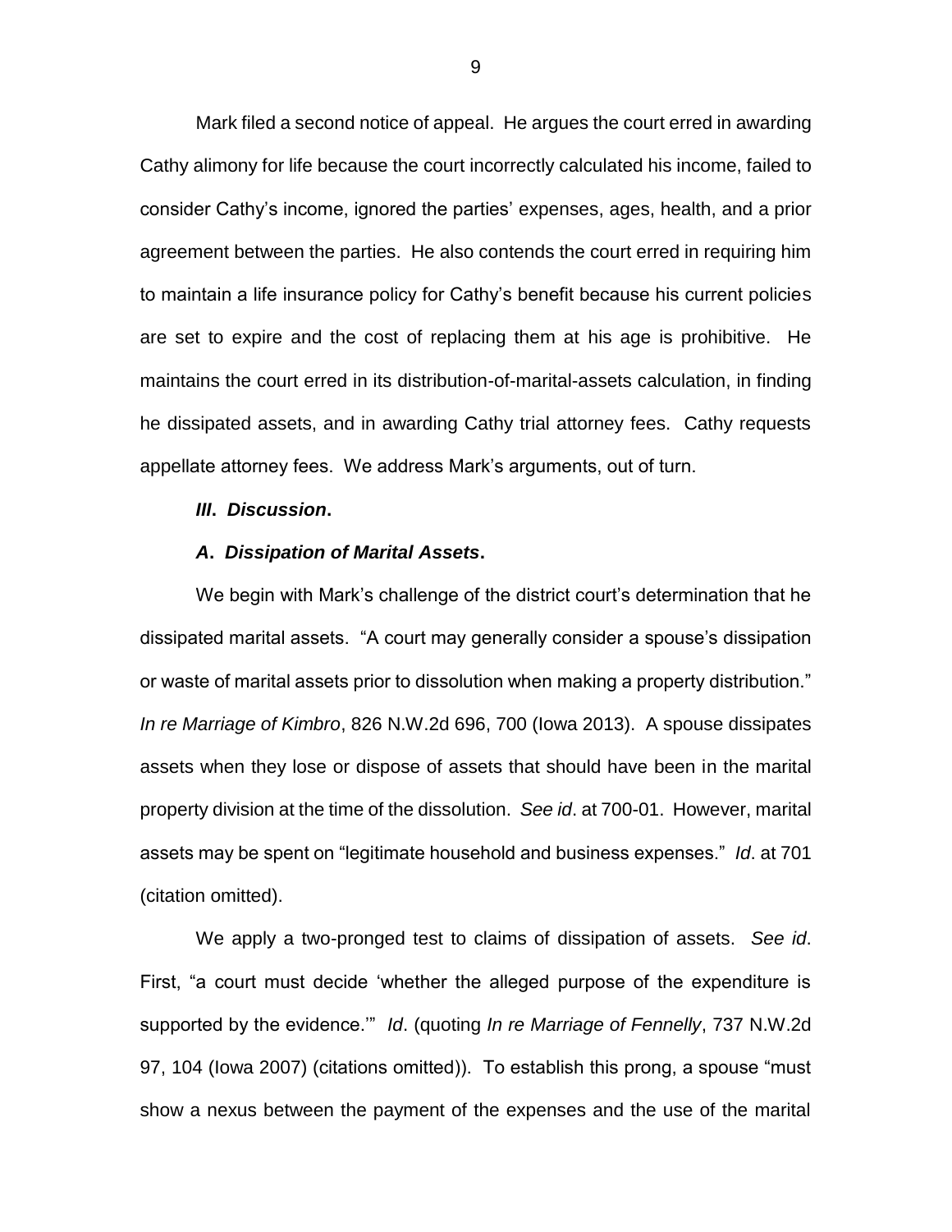Mark filed a second notice of appeal. He argues the court erred in awarding Cathy alimony for life because the court incorrectly calculated his income, failed to consider Cathy's income, ignored the parties' expenses, ages, health, and a prior agreement between the parties. He also contends the court erred in requiring him to maintain a life insurance policy for Cathy's benefit because his current policies are set to expire and the cost of replacing them at his age is prohibitive. He maintains the court erred in its distribution-of-marital-assets calculation, in finding he dissipated assets, and in awarding Cathy trial attorney fees. Cathy requests appellate attorney fees. We address Mark's arguments, out of turn.

### ***III. Discussion.***

#### ***A. Dissipation of Marital Assets.***

We begin with Mark's challenge of the district court's determination that he dissipated marital assets. "A court may generally consider a spouse's dissipation or waste of marital assets prior to dissolution when making a property distribution." *In re Marriage of Kimbro*, 826 N.W.2d 696, 700 (Iowa 2013). A spouse dissipates assets when they lose or dispose of assets that should have been in the marital property division at the time of the dissolution. *See id*. at 700-01. However, marital assets may be spent on "legitimate household and business expenses." *Id*. at 701 (citation omitted).

We apply a two-pronged test to claims of dissipation of assets. *See id*. First, "a court must decide 'whether the alleged purpose of the expenditure is supported by the evidence.'" *Id*. (quoting *In re Marriage of Fennelly*, 737 N.W.2d 97, 104 (Iowa 2007) (citations omitted)). To establish this prong, a spouse "must show a nexus between the payment of the expenses and the use of the marital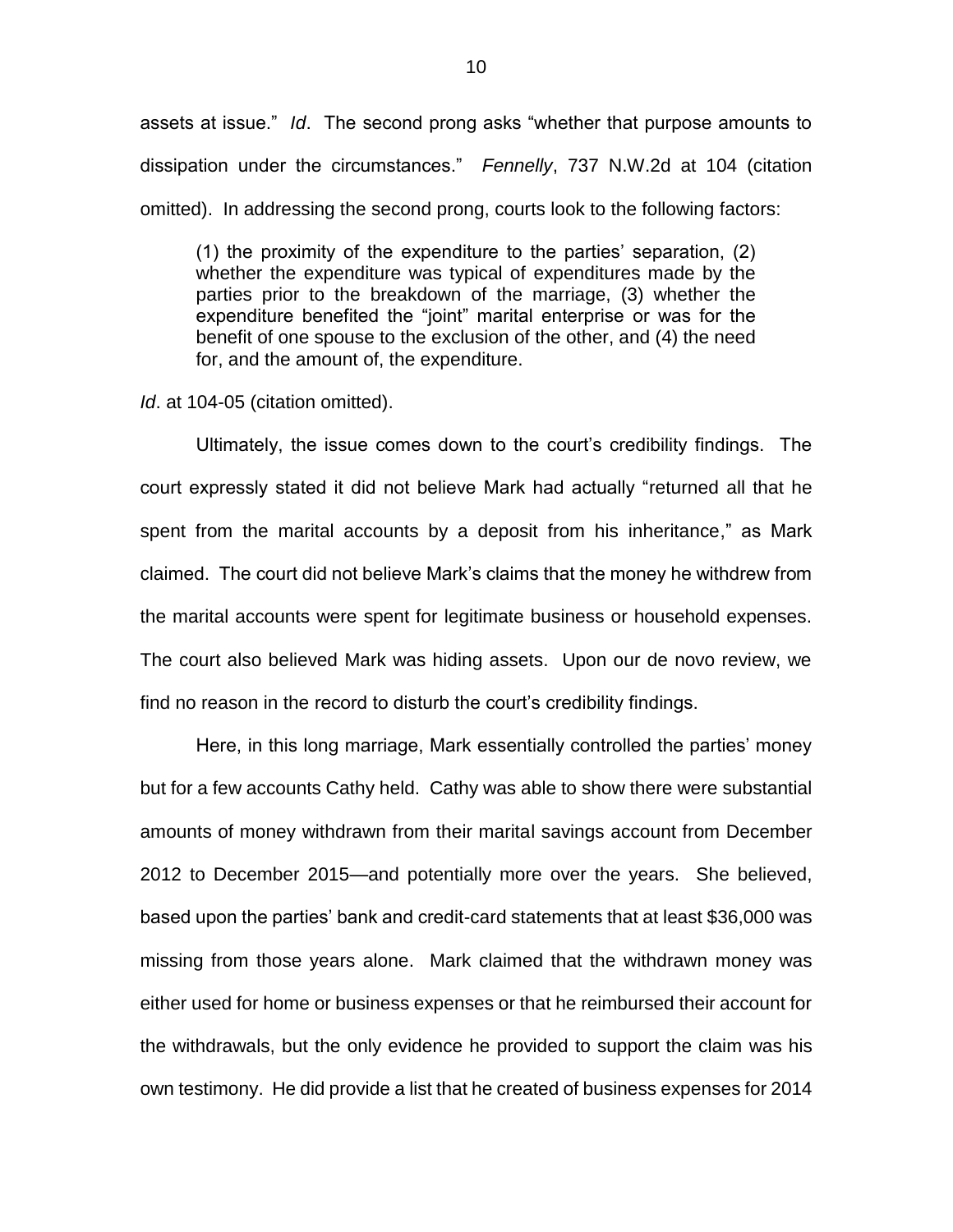assets at issue." *Id*. The second prong asks "whether that purpose amounts to dissipation under the circumstances." *Fennelly*, 737 N.W.2d at 104 (citation omitted). In addressing the second prong, courts look to the following factors:

> (1) the proximity of the expenditure to the parties' separation, (2) whether the expenditure was typical of expenditures made by the parties prior to the breakdown of the marriage, (3) whether the expenditure benefited the "joint" marital enterprise or was for the benefit of one spouse to the exclusion of the other, and (4) the need for, and the amount of, the expenditure.

*Id*. at 104-05 (citation omitted).

Ultimately, the issue comes down to the court's credibility findings. The court expressly stated it did not believe Mark had actually "returned all that he spent from the marital accounts by a deposit from his inheritance," as Mark claimed. The court did not believe Mark's claims that the money he withdrew from the marital accounts were spent for legitimate business or household expenses. The court also believed Mark was hiding assets. Upon our de novo review, we find no reason in the record to disturb the court's credibility findings.

Here, in this long marriage, Mark essentially controlled the parties' money but for a few accounts Cathy held. Cathy was able to show there were substantial amounts of money withdrawn from their marital savings account from December 2012 to December 2015—and potentially more over the years. She believed, based upon the parties' bank and credit-card statements that at least $36,000 was missing from those years alone. Mark claimed that the withdrawn money was either used for home or business expenses or that he reimbursed their account for the withdrawals, but the only evidence he provided to support the claim was his own testimony. He did provide a list that he created of business expenses for 2014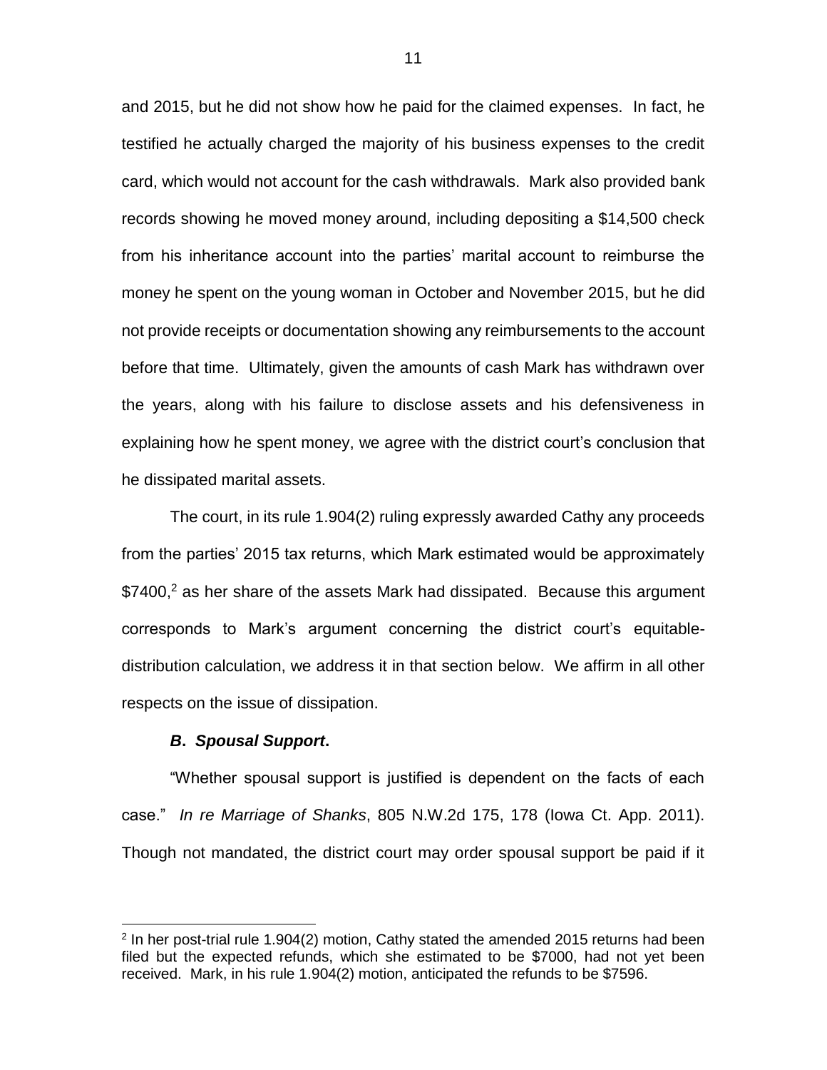and 2015, but he did not show how he paid for the claimed expenses. In fact, he testified he actually charged the majority of his business expenses to the credit card, which would not account for the cash withdrawals. Mark also provided bank records showing he moved money around, including depositing a $14,500 check from his inheritance account into the parties' marital account to reimburse the money he spent on the young woman in October and November 2015, but he did not provide receipts or documentation showing any reimbursements to the account before that time. Ultimately, given the amounts of cash Mark has withdrawn over the years, along with his failure to disclose assets and his defensiveness in explaining how he spent money, we agree with the district court's conclusion that he dissipated marital assets.

The court, in its rule 1.904(2) ruling expressly awarded Cathy any proceeds from the parties' 2015 tax returns, which Mark estimated would be approximately $7400,[2] as her share of the assets Mark had dissipated. Because this argument corresponds to Mark's argument concerning the district court's equitable-distribution calculation, we address it in that section below. We affirm in all other respects on the issue of dissipation.

### ***B. Spousal Support.***

"Whether spousal support is justified is dependent on the facts of each case." *In re Marriage of Shanks*, 805 N.W.2d 175, 178 (Iowa Ct. App. 2011). Though not mandated, the district court may order spousal support be paid if it

---

[2] In her post-trial rule 1.904(2) motion, Cathy stated the amended 2015 returns had been filed but the expected refunds, which she estimated to be $7000, had not yet been received. Mark, in his rule 1.904(2) motion, anticipated the refunds to be $7596.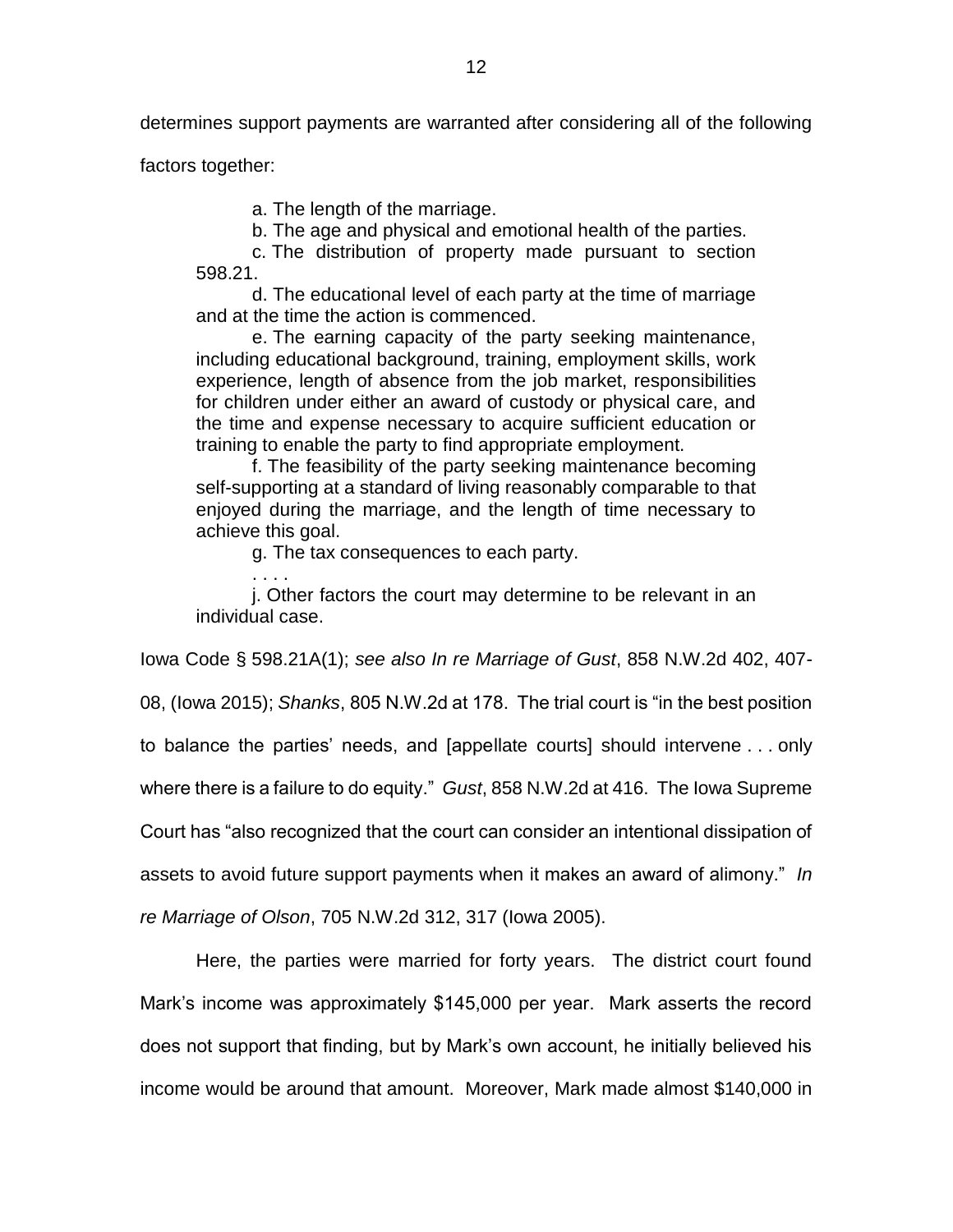determines support payments are warranted after considering all of the following factors together:

> a. The length of the marriage.
>
> b. The age and physical and emotional health of the parties.
>
> c. The distribution of property made pursuant to section 598.21.
>
> d. The educational level of each party at the time of marriage and at the time the action is commenced.
>
> e. The earning capacity of the party seeking maintenance, including educational background, training, employment skills, work experience, length of absence from the job market, responsibilities for children under either an award of custody or physical care, and the time and expense necessary to acquire sufficient education or training to enable the party to find appropriate employment.
>
> f. The feasibility of the party seeking maintenance becoming self-supporting at a standard of living reasonably comparable to that enjoyed during the marriage, and the length of time necessary to achieve this goal.
>
> g. The tax consequences to each party.
>
> . . . .
>
> j. Other factors the court may determine to be relevant in an individual case.

Iowa Code § 598.21A(1); *see also In re Marriage of Gust*, 858 N.W.2d 402, 407-08, (Iowa 2015); *Shanks*, 805 N.W.2d at 178. The trial court is "in the best position to balance the parties' needs, and [appellate courts] should intervene . . . only where there is a failure to do equity." *Gust*, 858 N.W.2d at 416. The Iowa Supreme Court has "also recognized that the court can consider an intentional dissipation of assets to avoid future support payments when it makes an award of alimony." *In re Marriage of Olson*, 705 N.W.2d 312, 317 (Iowa 2005).

Here, the parties were married for forty years. The district court found Mark's income was approximately $145,000 per year. Mark asserts the record does not support that finding, but by Mark's own account, he initially believed his income would be around that amount. Moreover, Mark made almost $140,000 in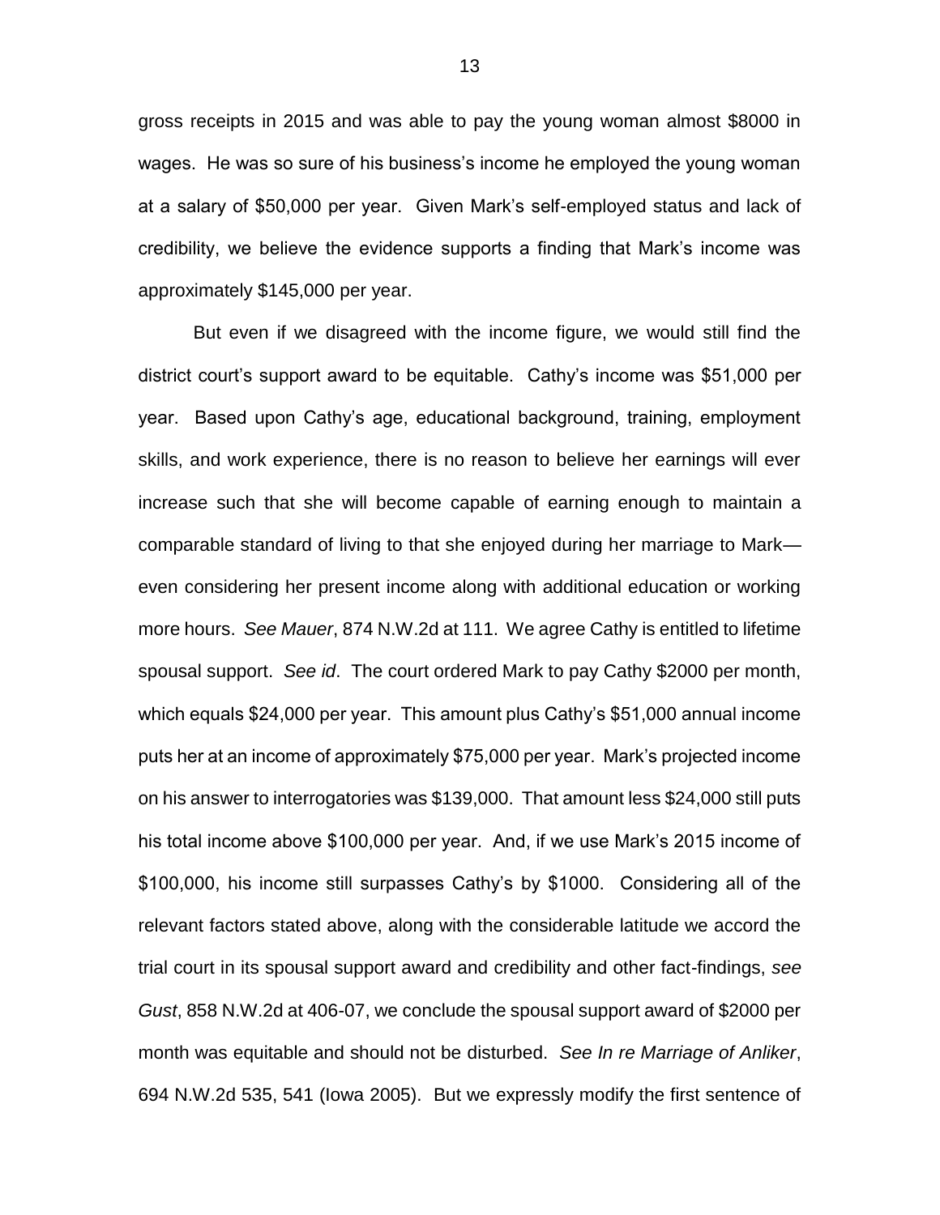gross receipts in 2015 and was able to pay the young woman almost $8000 in wages. He was so sure of his business's income he employed the young woman at a salary of $50,000 per year. Given Mark's self-employed status and lack of credibility, we believe the evidence supports a finding that Mark's income was approximately $145,000 per year.

But even if we disagreed with the income figure, we would still find the district court's support award to be equitable. Cathy's income was $51,000 per year. Based upon Cathy's age, educational background, training, employment skills, and work experience, there is no reason to believe her earnings will ever increase such that she will become capable of earning enough to maintain a comparable standard of living to that she enjoyed during her marriage to Mark—even considering her present income along with additional education or working more hours. *See Mauer*, 874 N.W.2d at 111. We agree Cathy is entitled to lifetime spousal support. *See id*. The court ordered Mark to pay Cathy $2000 per month, which equals $24,000 per year. This amount plus Cathy's $51,000 annual income puts her at an income of approximately $75,000 per year. Mark's projected income on his answer to interrogatories was $139,000. That amount less $24,000 still puts his total income above $100,000 per year. And, if we use Mark's 2015 income of $100,000, his income still surpasses Cathy's by $1000. Considering all of the relevant factors stated above, along with the considerable latitude we accord the trial court in its spousal support award and credibility and other fact-findings, *see Gust*, 858 N.W.2d at 406-07, we conclude the spousal support award of $2000 per month was equitable and should not be disturbed. *See In re Marriage of Anliker*, 694 N.W.2d 535, 541 (Iowa 2005). But we expressly modify the first sentence of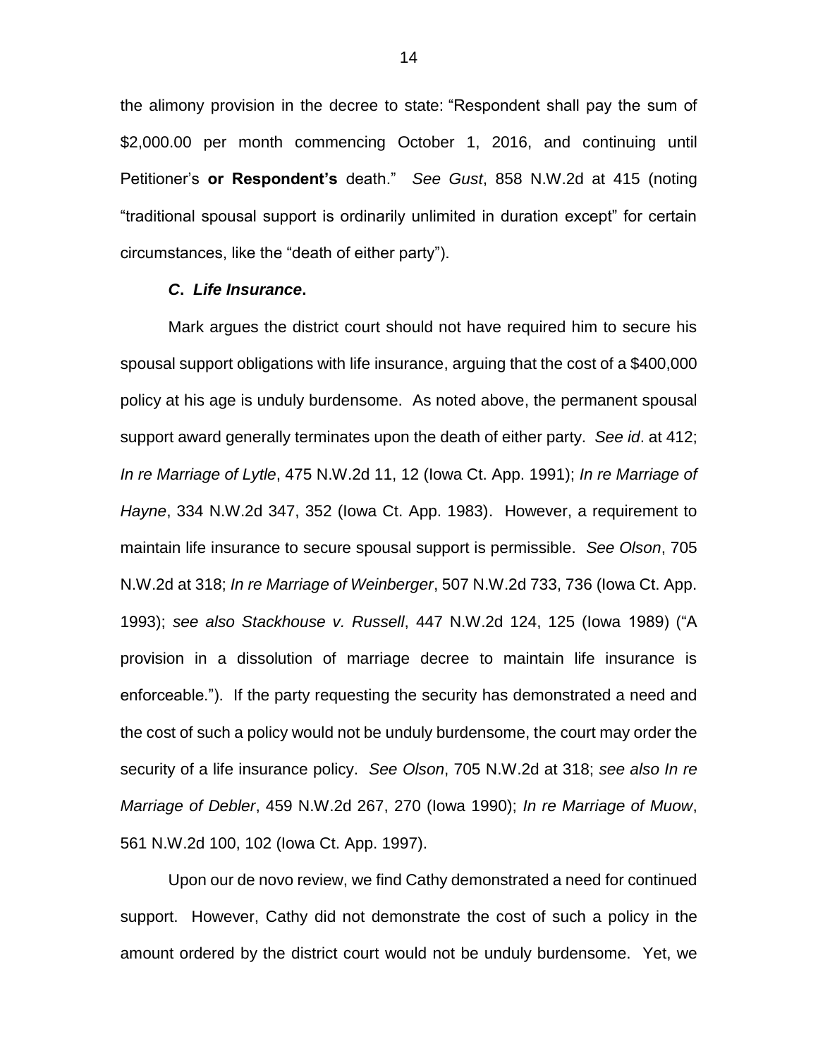the alimony provision in the decree to state: "Respondent shall pay the sum of $2,000.00 per month commencing October 1, 2016, and continuing until Petitioner's **or Respondent's** death." *See Gust*, 858 N.W.2d at 415 (noting "traditional spousal support is ordinarily unlimited in duration except" for certain circumstances, like the "death of either party").

### *C. Life Insurance.*

Mark argues the district court should not have required him to secure his spousal support obligations with life insurance, arguing that the cost of a $400,000 policy at his age is unduly burdensome. As noted above, the permanent spousal support award generally terminates upon the death of either party. *See id*. at 412; *In re Marriage of Lytle*, 475 N.W.2d 11, 12 (Iowa Ct. App. 1991); *In re Marriage of Hayne*, 334 N.W.2d 347, 352 (Iowa Ct. App. 1983). However, a requirement to maintain life insurance to secure spousal support is permissible. *See Olson*, 705 N.W.2d at 318; *In re Marriage of Weinberger*, 507 N.W.2d 733, 736 (Iowa Ct. App. 1993); *see also Stackhouse v. Russell*, 447 N.W.2d 124, 125 (Iowa 1989) ("A provision in a dissolution of marriage decree to maintain life insurance is enforceable."). If the party requesting the security has demonstrated a need and the cost of such a policy would not be unduly burdensome, the court may order the security of a life insurance policy. *See Olson*, 705 N.W.2d at 318; *see also In re Marriage of Debler*, 459 N.W.2d 267, 270 (Iowa 1990); *In re Marriage of Muow*, 561 N.W.2d 100, 102 (Iowa Ct. App. 1997).

Upon our de novo review, we find Cathy demonstrated a need for continued support. However, Cathy did not demonstrate the cost of such a policy in the amount ordered by the district court would not be unduly burdensome. Yet, we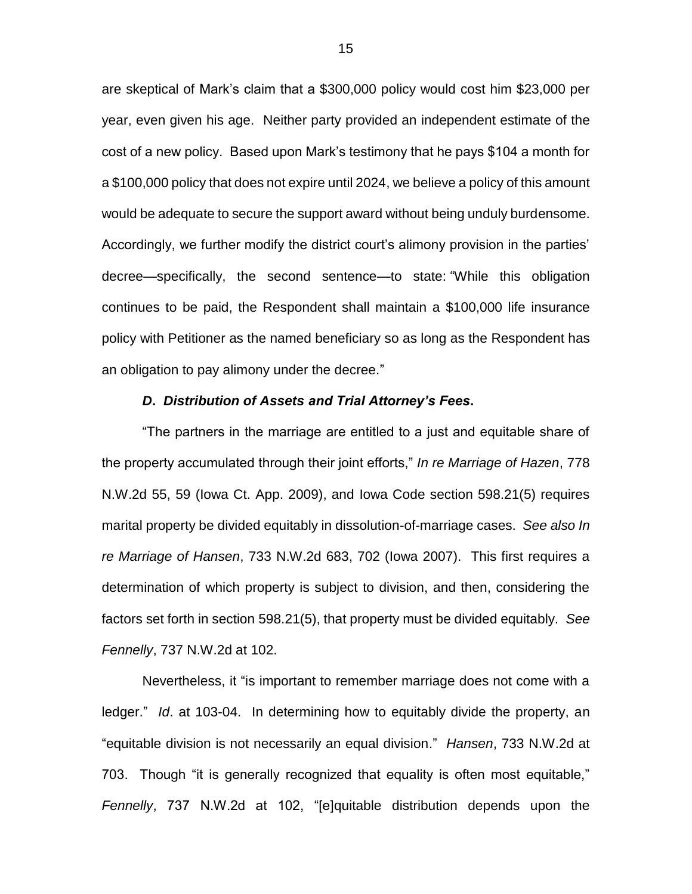are skeptical of Mark's claim that a $300,000 policy would cost him $23,000 per year, even given his age. Neither party provided an independent estimate of the cost of a new policy. Based upon Mark's testimony that he pays $104 a month for a $100,000 policy that does not expire until 2024, we believe a policy of this amount would be adequate to secure the support award without being unduly burdensome. Accordingly, we further modify the district court's alimony provision in the parties' decree—specifically, the second sentence—to state: "While this obligation continues to be paid, the Respondent shall maintain a $100,000 life insurance policy with Petitioner as the named beneficiary so as long as the Respondent has an obligation to pay alimony under the decree."

***D. Distribution of Assets and Trial Attorney's Fees.***

"The partners in the marriage are entitled to a just and equitable share of the property accumulated through their joint efforts," *In re Marriage of Hazen*, 778 N.W.2d 55, 59 (Iowa Ct. App. 2009), and Iowa Code section 598.21(5) requires marital property be divided equitably in dissolution-of-marriage cases. *See also In re Marriage of Hansen*, 733 N.W.2d 683, 702 (Iowa 2007). This first requires a determination of which property is subject to division, and then, considering the factors set forth in section 598.21(5), that property must be divided equitably. *See Fennelly*, 737 N.W.2d at 102.

Nevertheless, it "is important to remember marriage does not come with a ledger." *Id*. at 103-04. In determining how to equitably divide the property, an "equitable division is not necessarily an equal division." *Hansen*, 733 N.W.2d at 703. Though "it is generally recognized that equality is often most equitable," *Fennelly*, 737 N.W.2d at 102, "[e]quitable distribution depends upon the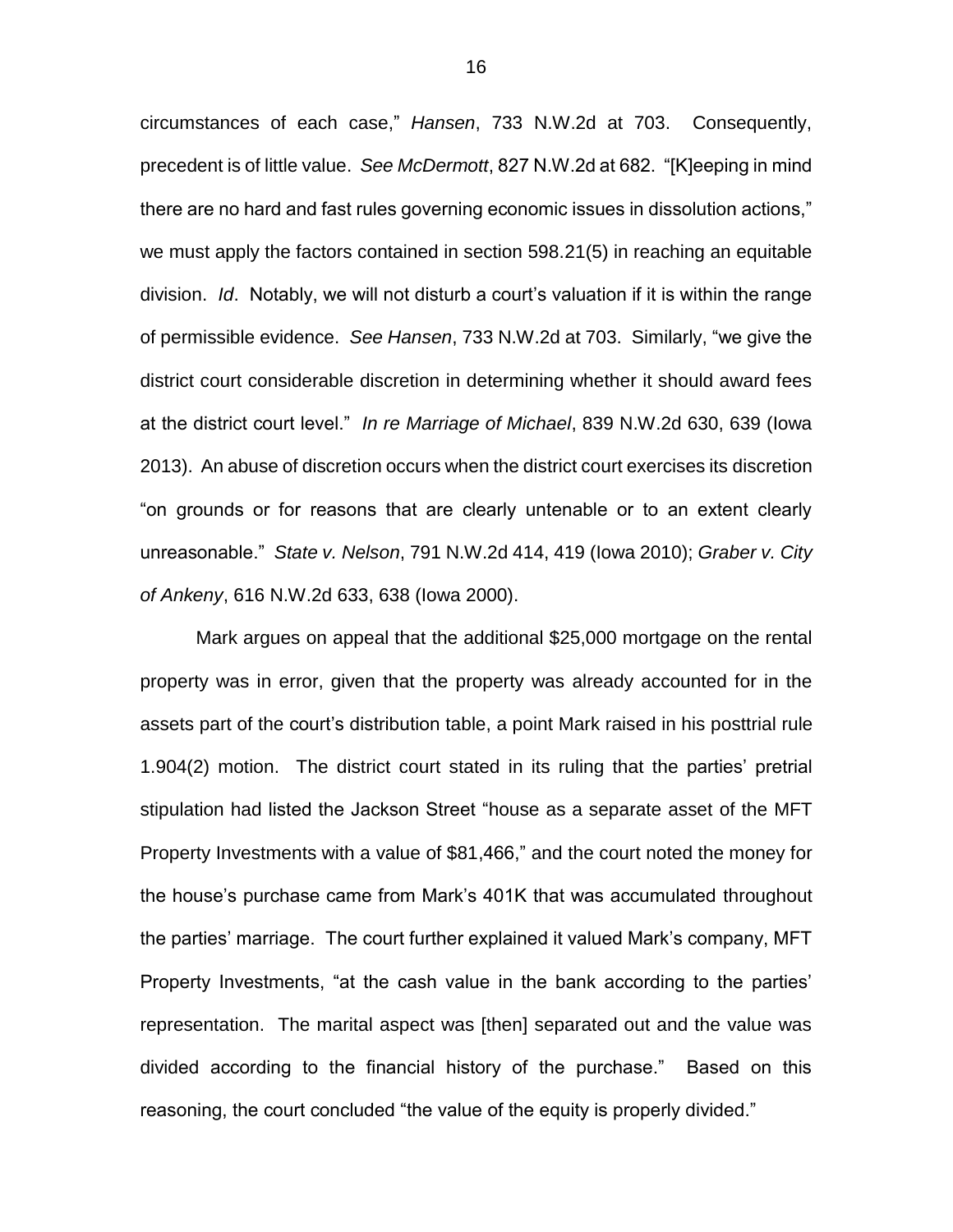circumstances of each case," *Hansen*, 733 N.W.2d at 703. Consequently, precedent is of little value. *See McDermott*, 827 N.W.2d at 682. "[K]eeping in mind there are no hard and fast rules governing economic issues in dissolution actions," we must apply the factors contained in section 598.21(5) in reaching an equitable division. *Id*. Notably, we will not disturb a court's valuation if it is within the range of permissible evidence. *See Hansen*, 733 N.W.2d at 703. Similarly, "we give the district court considerable discretion in determining whether it should award fees at the district court level." *In re Marriage of Michael*, 839 N.W.2d 630, 639 (Iowa 2013). An abuse of discretion occurs when the district court exercises its discretion "on grounds or for reasons that are clearly untenable or to an extent clearly unreasonable." *State v. Nelson*, 791 N.W.2d 414, 419 (Iowa 2010); *Graber v. City of Ankeny*, 616 N.W.2d 633, 638 (Iowa 2000).

Mark argues on appeal that the additional $25,000 mortgage on the rental property was in error, given that the property was already accounted for in the assets part of the court's distribution table, a point Mark raised in his posttrial rule 1.904(2) motion. The district court stated in its ruling that the parties' pretrial stipulation had listed the Jackson Street "house as a separate asset of the MFT Property Investments with a value of $81,466," and the court noted the money for the house's purchase came from Mark's 401K that was accumulated throughout the parties' marriage. The court further explained it valued Mark's company, MFT Property Investments, "at the cash value in the bank according to the parties' representation. The marital aspect was [then] separated out and the value was divided according to the financial history of the purchase." Based on this reasoning, the court concluded "the value of the equity is properly divided."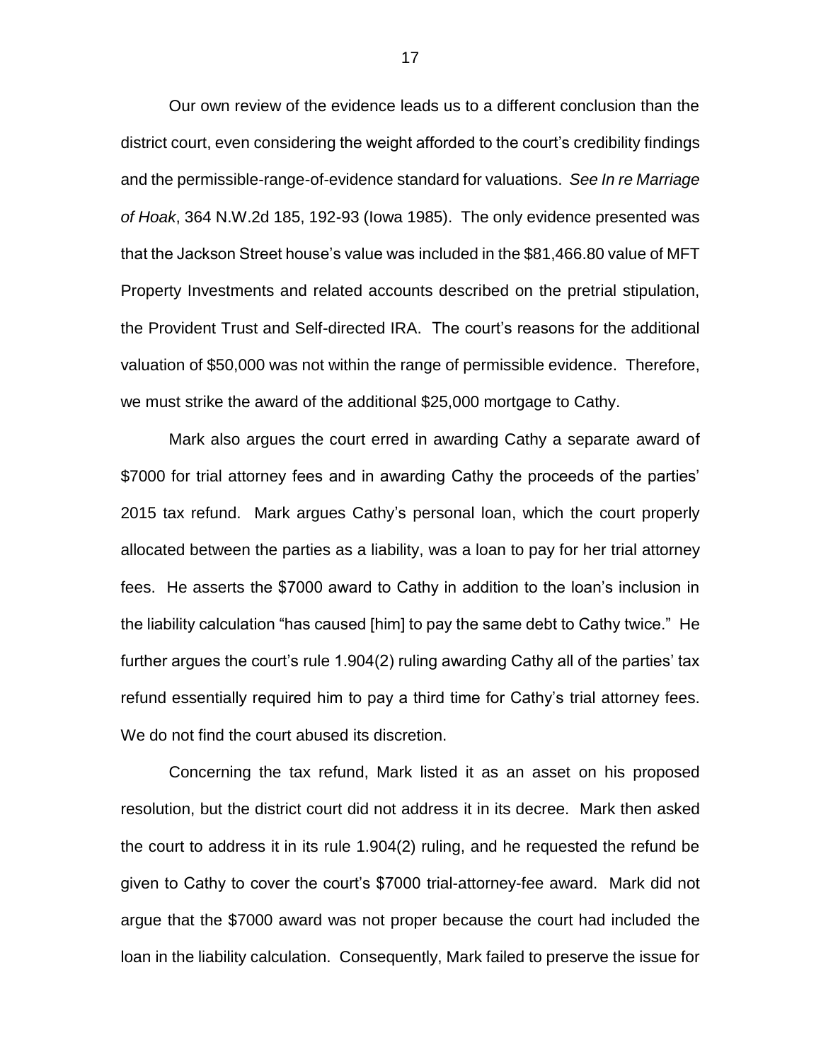Our own review of the evidence leads us to a different conclusion than the district court, even considering the weight afforded to the court's credibility findings and the permissible-range-of-evidence standard for valuations. *See In re Marriage of Hoak*, 364 N.W.2d 185, 192-93 (Iowa 1985). The only evidence presented was that the Jackson Street house's value was included in the $81,466.80 value of MFT Property Investments and related accounts described on the pretrial stipulation, the Provident Trust and Self-directed IRA. The court's reasons for the additional valuation of $50,000 was not within the range of permissible evidence. Therefore, we must strike the award of the additional $25,000 mortgage to Cathy.

Mark also argues the court erred in awarding Cathy a separate award of $7000 for trial attorney fees and in awarding Cathy the proceeds of the parties' 2015 tax refund. Mark argues Cathy's personal loan, which the court properly allocated between the parties as a liability, was a loan to pay for her trial attorney fees. He asserts the $7000 award to Cathy in addition to the loan's inclusion in the liability calculation "has caused [him] to pay the same debt to Cathy twice." He further argues the court's rule 1.904(2) ruling awarding Cathy all of the parties' tax refund essentially required him to pay a third time for Cathy's trial attorney fees. We do not find the court abused its discretion.

Concerning the tax refund, Mark listed it as an asset on his proposed resolution, but the district court did not address it in its decree. Mark then asked the court to address it in its rule 1.904(2) ruling, and he requested the refund be given to Cathy to cover the court's $7000 trial-attorney-fee award. Mark did not argue that the $7000 award was not proper because the court had included the loan in the liability calculation. Consequently, Mark failed to preserve the issue for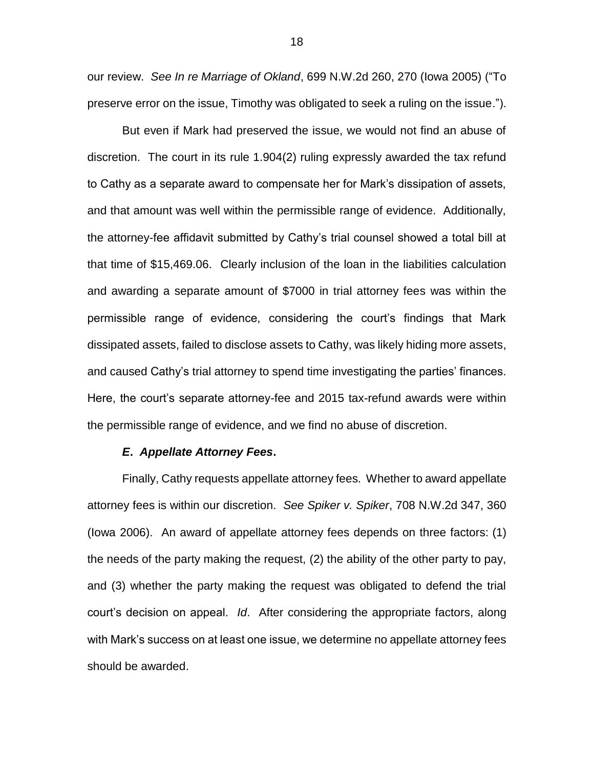our review. *See In re Marriage of Okland*, 699 N.W.2d 260, 270 (Iowa 2005) ("To preserve error on the issue, Timothy was obligated to seek a ruling on the issue.").

But even if Mark had preserved the issue, we would not find an abuse of discretion. The court in its rule 1.904(2) ruling expressly awarded the tax refund to Cathy as a separate award to compensate her for Mark's dissipation of assets, and that amount was well within the permissible range of evidence. Additionally, the attorney-fee affidavit submitted by Cathy's trial counsel showed a total bill at that time of $15,469.06. Clearly inclusion of the loan in the liabilities calculation and awarding a separate amount of $7000 in trial attorney fees was within the permissible range of evidence, considering the court's findings that Mark dissipated assets, failed to disclose assets to Cathy, was likely hiding more assets, and caused Cathy's trial attorney to spend time investigating the parties' finances. Here, the court's separate attorney-fee and 2015 tax-refund awards were within the permissible range of evidence, and we find no abuse of discretion.

### ***E. Appellate Attorney Fees.***

Finally, Cathy requests appellate attorney fees. Whether to award appellate attorney fees is within our discretion. *See Spiker v. Spiker*, 708 N.W.2d 347, 360 (Iowa 2006). An award of appellate attorney fees depends on three factors: (1) the needs of the party making the request, (2) the ability of the other party to pay, and (3) whether the party making the request was obligated to defend the trial court's decision on appeal. *Id*. After considering the appropriate factors, along with Mark's success on at least one issue, we determine no appellate attorney fees should be awarded.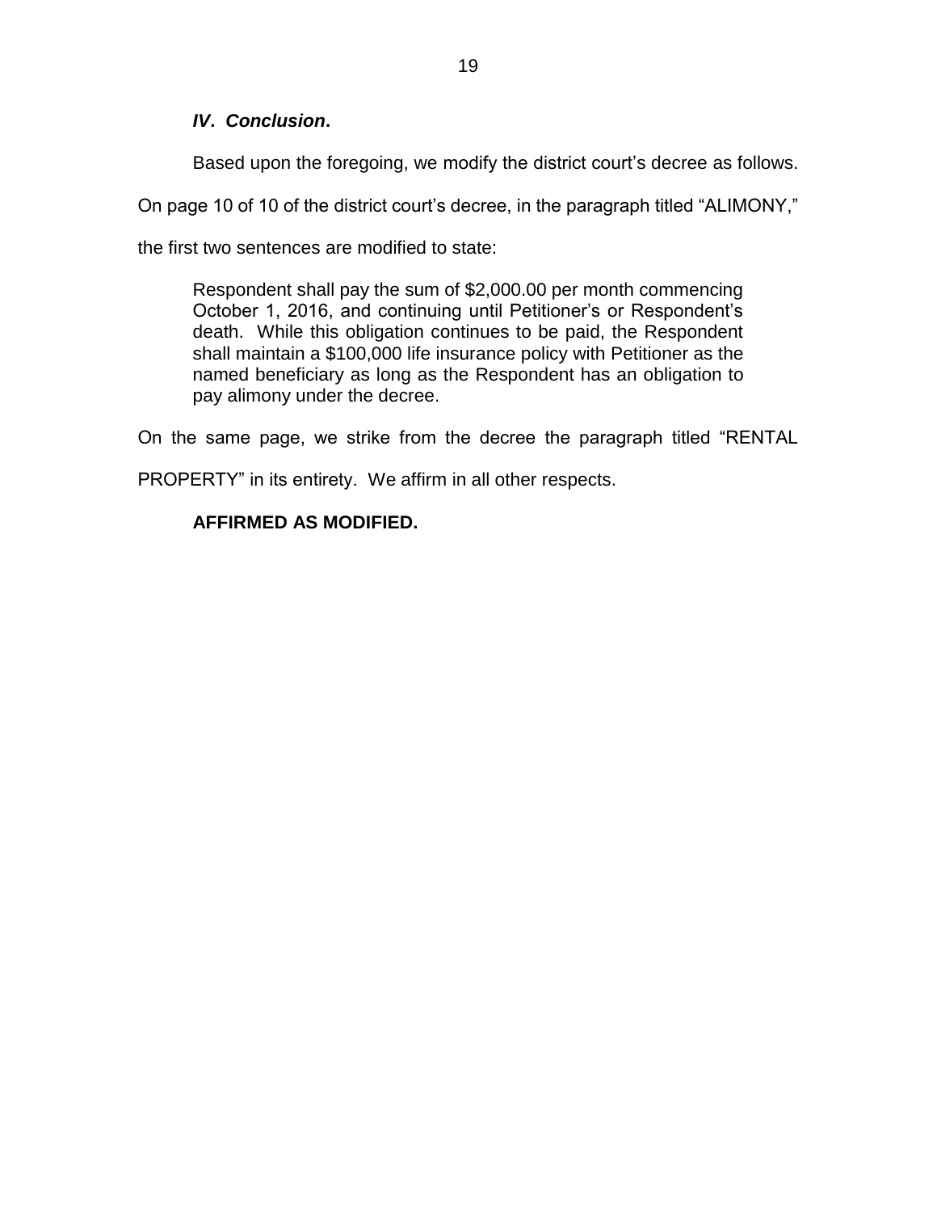### ***IV. Conclusion.***

Based upon the foregoing, we modify the district court's decree as follows. On page 10 of 10 of the district court's decree, in the paragraph titled "ALIMONY," the first two sentences are modified to state:

> Respondent shall pay the sum of $2,000.00 per month commencing October 1, 2016, and continuing until Petitioner's or Respondent's death. While this obligation continues to be paid, the Respondent shall maintain a $100,000 life insurance policy with Petitioner as the named beneficiary as long as the Respondent has an obligation to pay alimony under the decree.

On the same page, we strike from the decree the paragraph titled "RENTAL PROPERTY" in its entirety. We affirm in all other respects.

**AFFIRMED AS MODIFIED.**